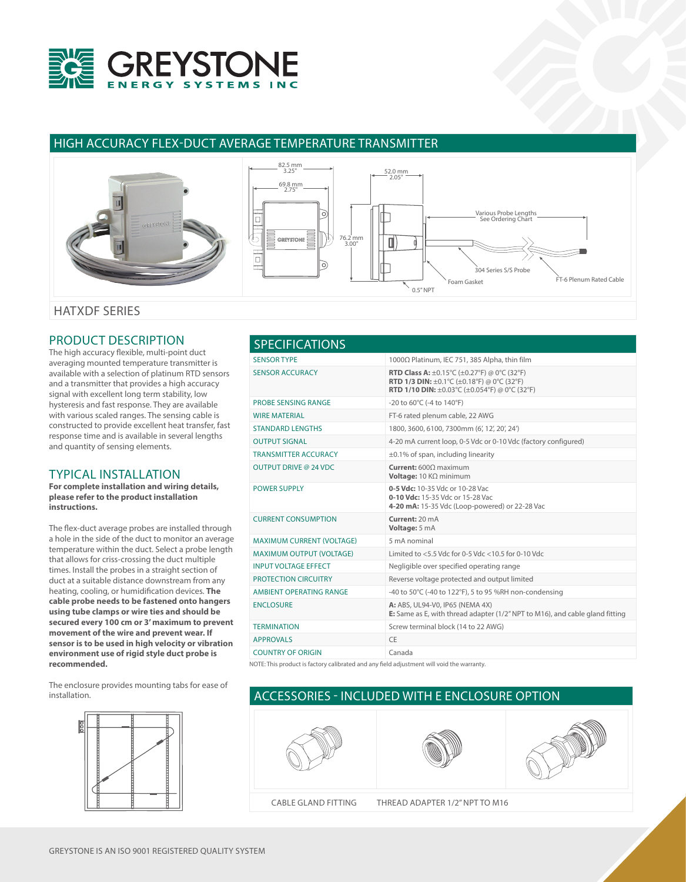# GREYSTONE ENERGY SYSTEMS INC

## HIGH ACCURACY FLEX-DUCT AVERAGE TEMPERATURE TRANSMITTER

82.5 mm 3.25"
69.8 mm 2.75"
52.0 mm 2.05"
76.2 mm 3.00"
Various Probe Lengths See Ordering Chart
304 Series S/S Probe
Foam Gasket
FT-6 Plenum Rated Cable
0.5" NPT

## HATXDF SERIES

## PRODUCT DESCRIPTION

The high accuracy flexible, multi-point duct averaging mounted temperature transmitter is available with a selection of platinum RTD sensors and a transmitter that provides a high accuracy signal with excellent long term stability, low hysteresis and fast response. They are available with various scaled ranges. The sensing cable is constructed to provide excellent heat transfer, fast response time and is available in several lengths and quantity of sensing elements.

## TYPICAL INSTALLATION

**For complete installation and wiring details, please refer to the product installation instructions.**

The flex-duct average probes are installed through a hole in the side of the duct to monitor an average temperature within the duct. Select a probe length that allows for criss-crossing the duct multiple times. Install the probes in a straight section of duct at a suitable distance downstream from any heating, cooling, or humidification devices. **The cable probe needs to be fastened onto hangers using tube clamps or wire ties and should be secured every 100 cm or 3' maximum to prevent movement of the wire and prevent wear. If sensor is to be used in high velocity or vibration environment use of rigid style duct probe is recommended.**

The enclosure provides mounting tabs for ease of installation.

## SPECIFICATIONS

| | |
|---|---|
| SENSOR TYPE | 1000Ω Platinum, IEC 751, 385 Alpha, thin film |
| SENSOR ACCURACY | **RTD Class A:** ±0.15°C (±0.27°F) @ 0°C (32°F)<br>**RTD 1/3 DIN:** ±0.1°C (±0.18°F) @ 0°C (32°F)<br>**RTD 1/10 DIN:** ±0.03°C (±0.054°F) @ 0°C (32°F) |
| PROBE SENSING RANGE | -20 to 60°C (-4 to 140°F) |
| WIRE MATERIAL | FT-6 rated plenum cable, 22 AWG |
| STANDARD LENGTHS | 1800, 3600, 6100, 7300mm (6', 12', 20', 24') |
| OUTPUT SIGNAL | 4-20 mA current loop, 0-5 Vdc or 0-10 Vdc (factory configured) |
| TRANSMITTER ACCURACY | ±0.1% of span, including linearity |
| OUTPUT DRIVE @ 24 VDC | **Current:** 600Ω maximum<br>**Voltage:** 10 KΩ minimum |
| POWER SUPPLY | **0-5 Vdc:** 10-35 Vdc or 10-28 Vac<br>**0-10 Vdc:** 15-35 Vdc or 15-28 Vac<br>**4-20 mA:** 15-35 Vdc (Loop-powered) or 22-28 Vac |
| CURRENT CONSUMPTION | **Current:** 20 mA<br>**Voltage:** 5 mA |
| MAXIMUM CURRENT (VOLTAGE) | 5 mA nominal |
| MAXIMUM OUTPUT (VOLTAGE) | Limited to <5.5 Vdc for 0-5 Vdc <10.5 for 0-10 Vdc |
| INPUT VOLTAGE EFFECT | Negligible over specified operating range |
| PROTECTION CIRCUITRY | Reverse voltage protected and output limited |
| AMBIENT OPERATING RANGE | -40 to 50°C (-40 to 122°F), 5 to 95 %RH non-condensing |
| ENCLOSURE | **A:** ABS, UL94-V0, IP65 (NEMA 4X)<br>**E:** Same as E, with thread adapter (1/2" NPT to M16), and cable gland fitting |
| TERMINATION | Screw terminal block (14 to 22 AWG) |
| APPROVALS | CE |
| COUNTRY OF ORIGIN | Canada |

NOTE: This product is factory calibrated and any field adjustment will void the warranty.

## ACCESSORIES - INCLUDED WITH E ENCLOSURE OPTION

CABLE GLAND FITTING

THREAD ADAPTER 1/2" NPT TO M16

GREYSTONE IS AN ISO 9001 REGISTERED QUALITY SYSTEM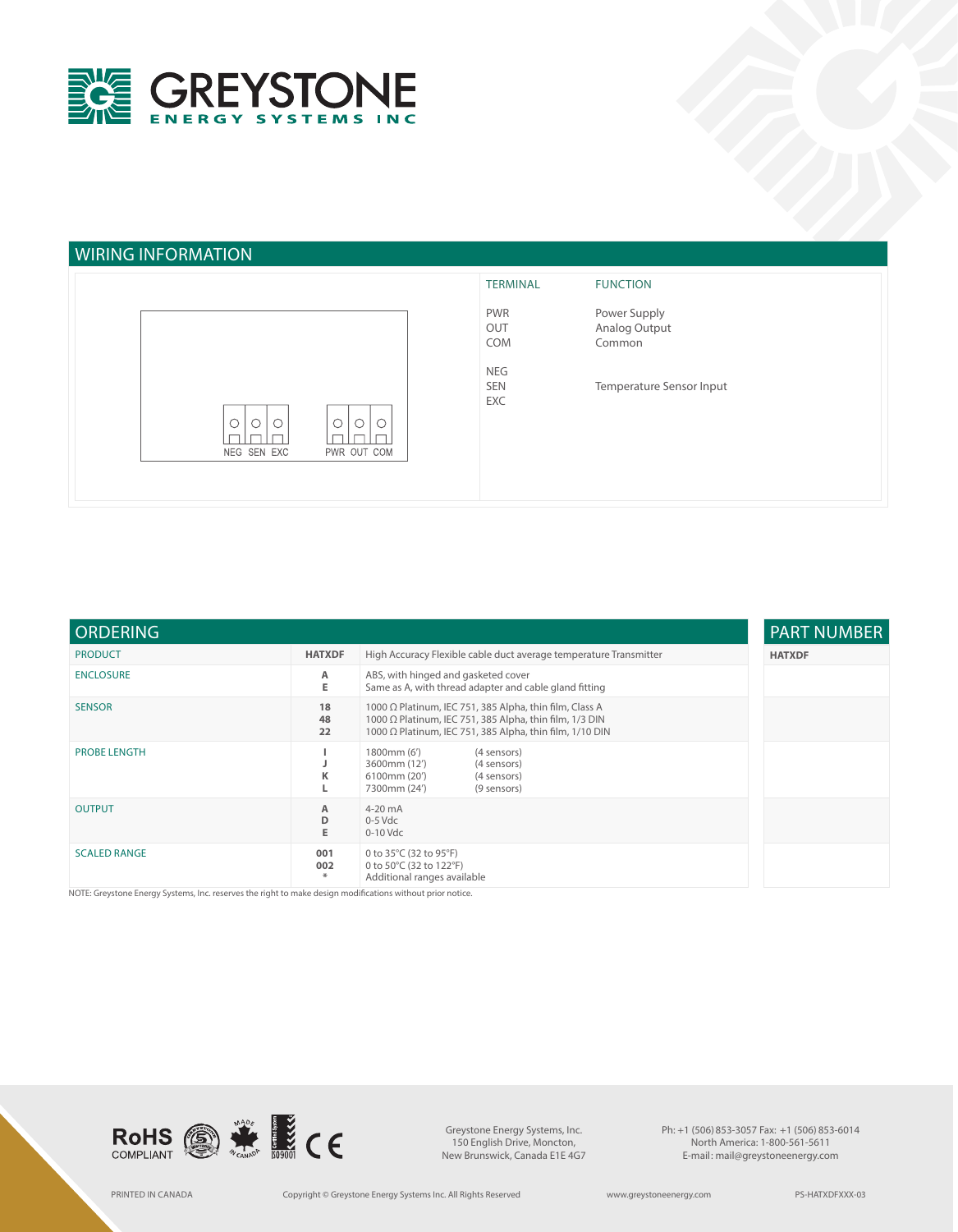## WIRING INFORMATION

NEG SEN EXC    PWR OUT COM

| TERMINAL | FUNCTION |
|---|---|
| PWR | Power Supply |
| OUT | Analog Output |
| COM | Common |
| NEG | |
| SEN | Temperature Sensor Input |
| EXC | |

## ORDERING

| | | | PART NUMBER |
|---|---|---|---|
| PRODUCT | **HATXDF** | High Accuracy Flexible cable duct average temperature Transmitter | **HATXDF** |
| ENCLOSURE | **A**<br>**E** | ABS, with hinged and gasketed cover<br>Same as A, with thread adapter and cable gland fitting | |
| SENSOR | **18**<br>**48**<br>**22** | 1000 Ω Platinum, IEC 751, 385 Alpha, thin film, Class A<br>1000 Ω Platinum, IEC 751, 385 Alpha, thin film, 1/3 DIN<br>1000 Ω Platinum, IEC 751, 385 Alpha, thin film, 1/10 DIN | |
| PROBE LENGTH | **I**<br>**J**<br>**K**<br>**L** | 1800mm (6') (4 sensors)<br>3600mm (12') (4 sensors)<br>6100mm (20') (4 sensors)<br>7300mm (24') (9 sensors) | |
| OUTPUT | **A**<br>**D**<br>**E** | 4-20 mA<br>0-5 Vdc<br>0-10 Vdc | |
| SCALED RANGE | **001**<br>**002**<br>* | 0 to 35°C (32 to 95°F)<br>0 to 50°C (32 to 122°F)<br>Additional ranges available | |

NOTE: Greystone Energy Systems, Inc. reserves the right to make design modifications without prior notice.

RoHS COMPLIANT

Greystone Energy Systems, Inc.
150 English Drive, Moncton,
New Brunswick, Canada E1E 4G7

Ph: +1 (506) 853-3057 Fax: +1 (506) 853-6014
North America: 1-800-561-5611
E-mail: mail@greystoneenergy.com

PRINTED IN CANADA    Copyright © Greystone Energy Systems Inc. All Rights Reserved    www.greystoneenergy.com    PS-HATXDFXXX-03